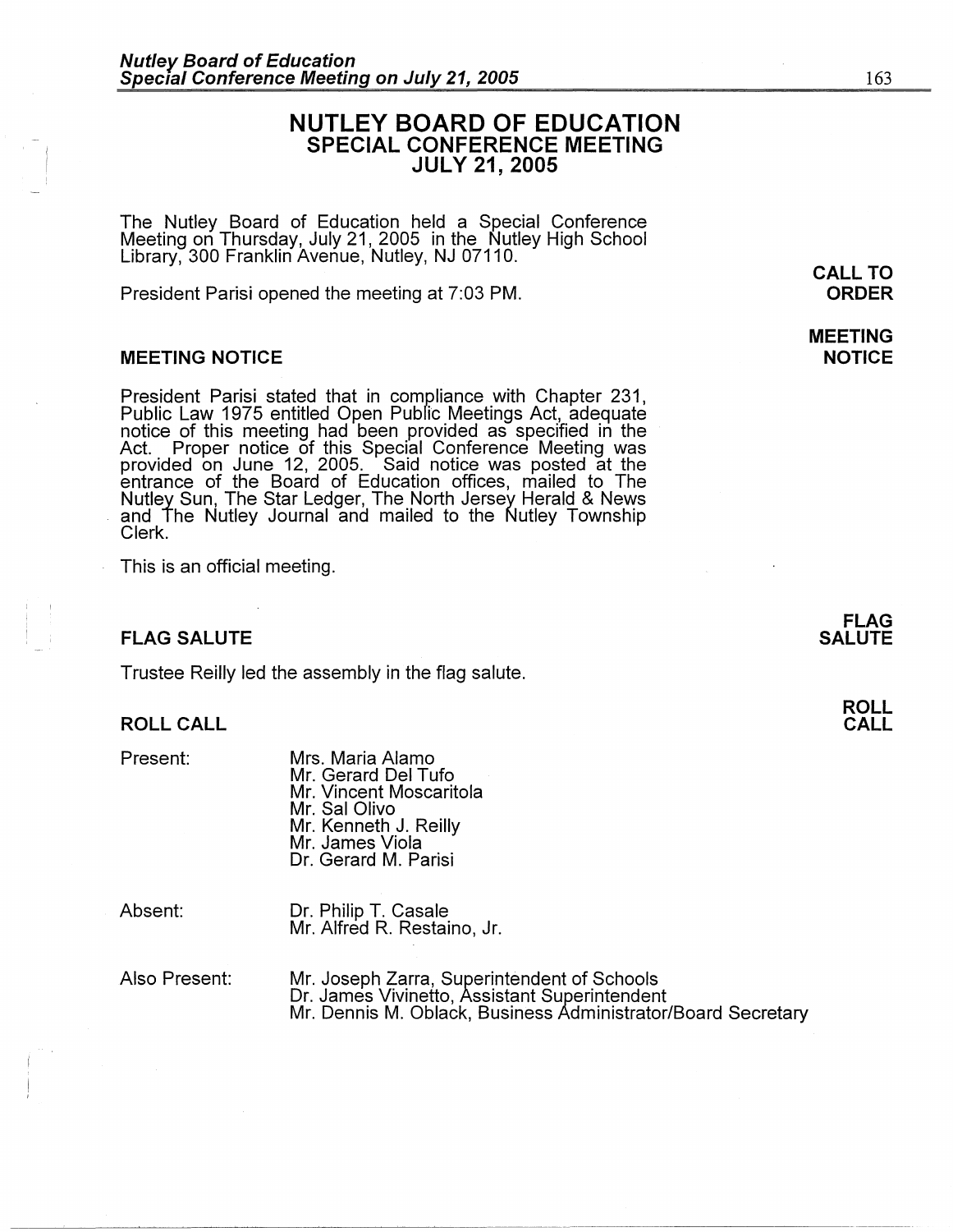# NUTLEY BOARD OF EDUCATION
## SPECIAL CONFERENCE MEETING
## JULY 21, 2005

The Nutley Board of Education held a Special Conference Meeting on Thursday, July 21, 2005 in the Nutley High School Library, 300 Franklin Avenue, Nutley, NJ 07110.

**CALL TO ORDER**

President Parisi opened the meeting at 7:03 PM.

### MEETING NOTICE

**MEETING NOTICE**

President Parisi stated that in compliance with Chapter 231, Public Law 1975 entitled Open Public Meetings Act, adequate notice of this meeting had been provided as specified in the Act. Proper notice of this Special Conference Meeting was provided on June 12, 2005. Said notice was posted at the entrance of the Board of Education offices, mailed to The Nutley Sun, The Star Ledger, The North Jersey Herald & News and The Nutley Journal and mailed to the Nutley Township Clerk.

This is an official meeting.

### FLAG SALUTE

**FLAG SALUTE**

Trustee Reilly led the assembly in the flag salute.

### ROLL CALL

**ROLL CALL**

Present:
- Mrs. Maria Alamo
- Mr. Gerard Del Tufo
- Mr. Vincent Moscaritola
- Mr. Sal Olivo
- Mr. Kenneth J. Reilly
- Mr. James Viola
- Dr. Gerard M. Parisi

Absent:
- Dr. Philip T. Casale
- Mr. Alfred R. Restaino, Jr.

Also Present:
- Mr. Joseph Zarra, Superintendent of Schools
- Dr. James Vivinetto, Assistant Superintendent
- Mr. Dennis M. Oblack, Business Administrator/Board Secretary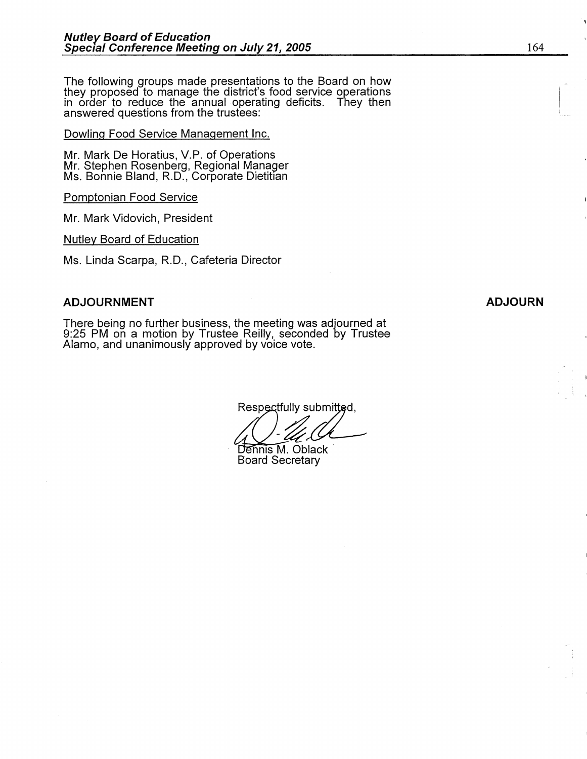The following groups made presentations to the Board on how they proposed to manage the district's food service operations in order to reduce the annual operating deficits. They then answered questions from the trustees:

Dowling Food Service Management Inc.

Mr. Mark De Horatius, V.P. of Operations
Mr. Stephen Rosenberg, Regional Manager
Ms. Bonnie Bland, R.D., Corporate Dietitian

Pomptonian Food Service

Mr. Mark Vidovich, President

Nutley Board of Education

Ms. Linda Scarpa, R.D., Cafeteria Director

## ADJOURNMENT

**ADJOURN**

There being no further business, the meeting was adjourned at 9:25 PM on a motion by Trustee Reilly, seconded by Trustee Alamo, and unanimously approved by voice vote.

Respectfully submitted,

Dennis M. Oblack
Board Secretary